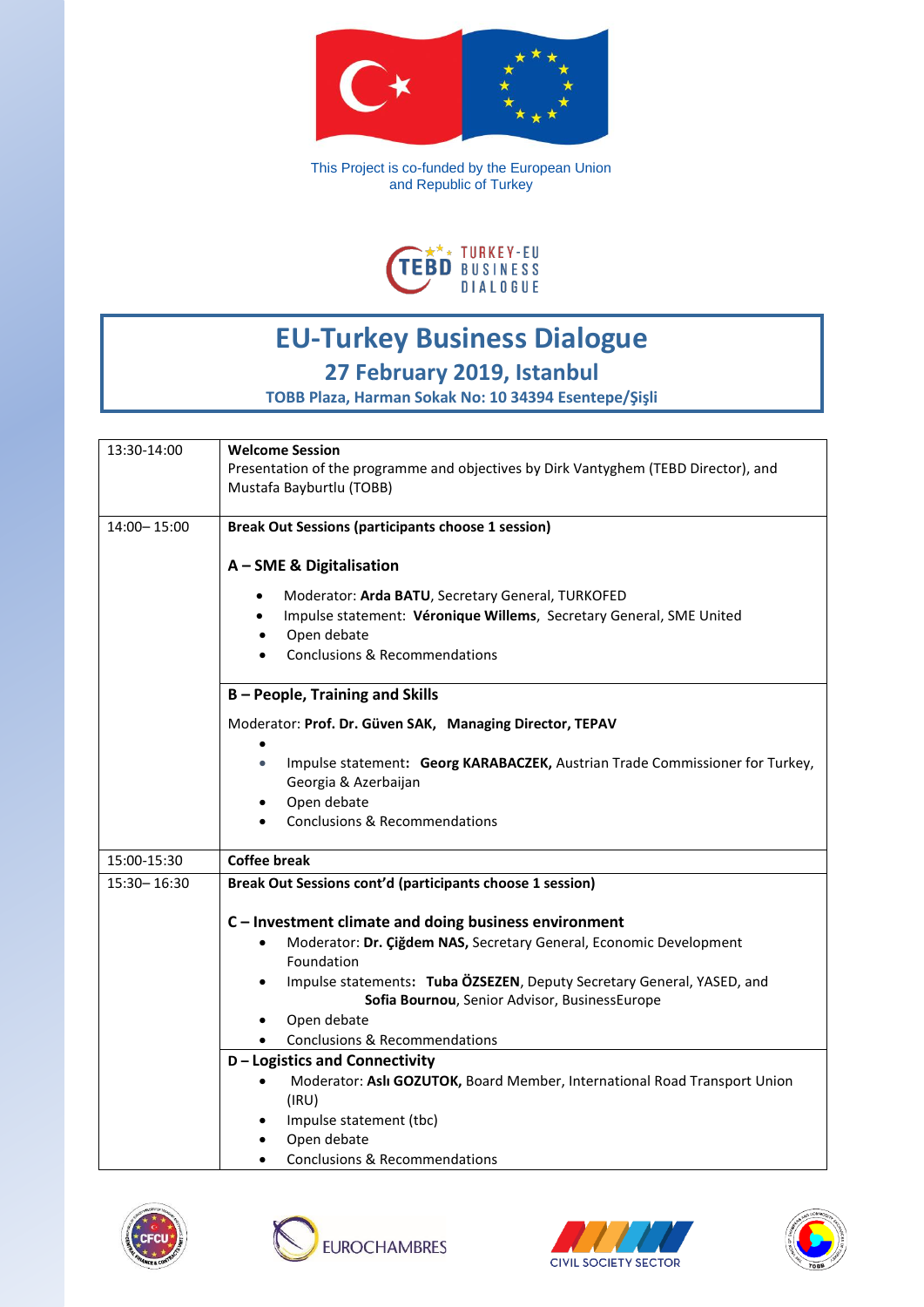This Project is co-funded by the European Union and Republic of Turkey

TEBD TURKEY-EU BUSINESS DIALOGUE

# EU-Turkey Business Dialogue

## 27 February 2019, Istanbul

**TOBB Plaza, Harman Sokak No: 10 34394 Esentepe/Şişli**

| | |
|---|---|
| 13:30-14:00 | **Welcome Session**<br>Presentation of the programme and objectives by Dirk Vantyghem (TEBD Director), and Mustafa Bayburtlu (TOBB) |
| 14:00– 15:00 | **Break Out Sessions (participants choose 1 session)**<br><br>**A – SME & Digitalisation**<br>• Moderator: **Arda BATU**, Secretary General, TURKOFED<br>• Impulse statement: **Véronique Willems**, Secretary General, SME United<br>• Open debate<br>• Conclusions & Recommendations |
| | **B – People, Training and Skills**<br>Moderator: **Prof. Dr. Güven SAK, Managing Director, TEPAV**<br>•<br>• Impulse statement: **Georg KARABACZEK,** Austrian Trade Commissioner for Turkey, Georgia & Azerbaijan<br>• Open debate<br>• Conclusions & Recommendations |
| 15:00-15:30 | **Coffee break** |
| 15:30– 16:30 | **Break Out Sessions cont'd (participants choose 1 session)**<br><br>**C – Investment climate and doing business environment**<br>• Moderator: **Dr. Çiğdem NAS,** Secretary General, Economic Development Foundation<br>• Impulse statements: **Tuba ÖZSEZEN**, Deputy Secretary General, YASED, and **Sofia Bournou**, Senior Advisor, BusinessEurope<br>• Open debate<br>• Conclusions & Recommendations |
| | **D – Logistics and Connectivity**<br>• Moderator: **Aslı GOZUTOK,** Board Member, International Road Transport Union (IRU)<br>• Impulse statement (tbc)<br>• Open debate<br>• Conclusions & Recommendations |

CFCU | EUROCHAMBRES | CIVIL SOCIETY SECTOR | TOBB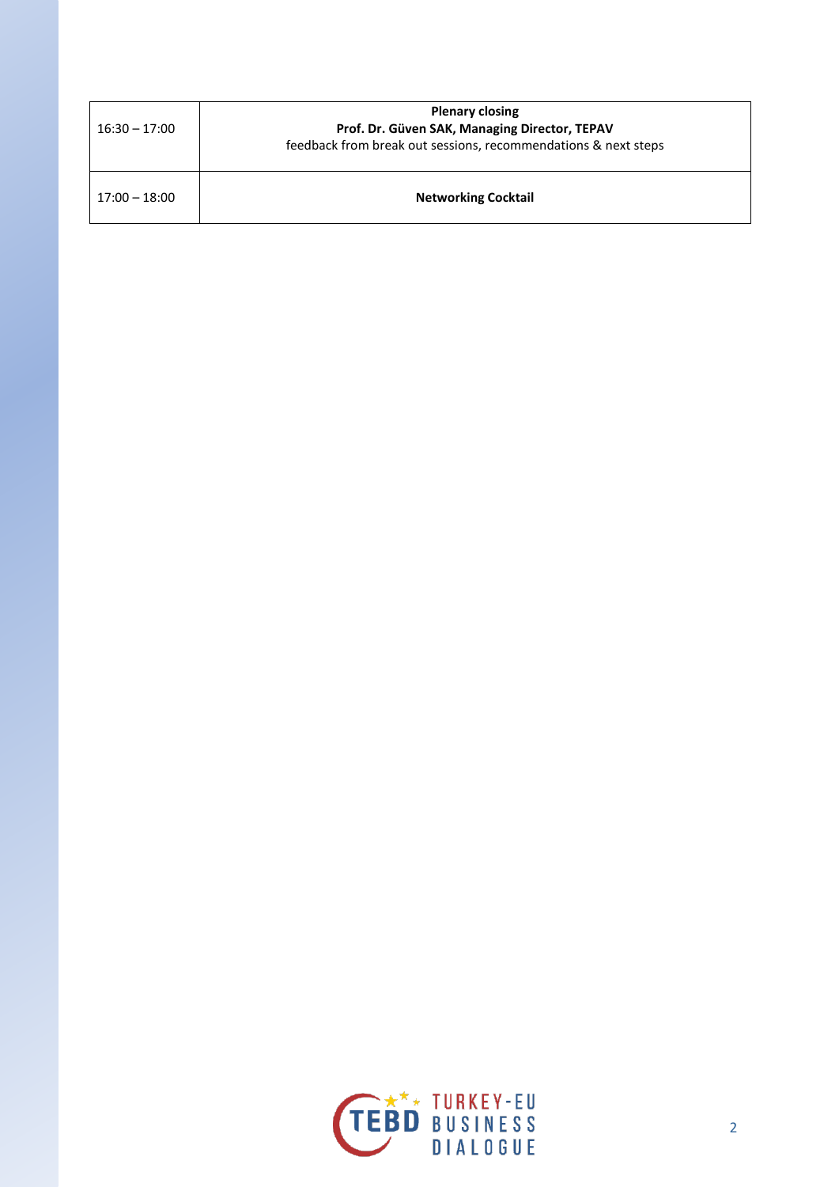| | |
|---|---|
| 16:30 – 17:00 | **Plenary closing**<br>**Prof. Dr. Güven SAK, Managing Director, TEPAV**<br>feedback from break out sessions, recommendations & next steps |
| 17:00 – 18:00 | **Networking Cocktail** |